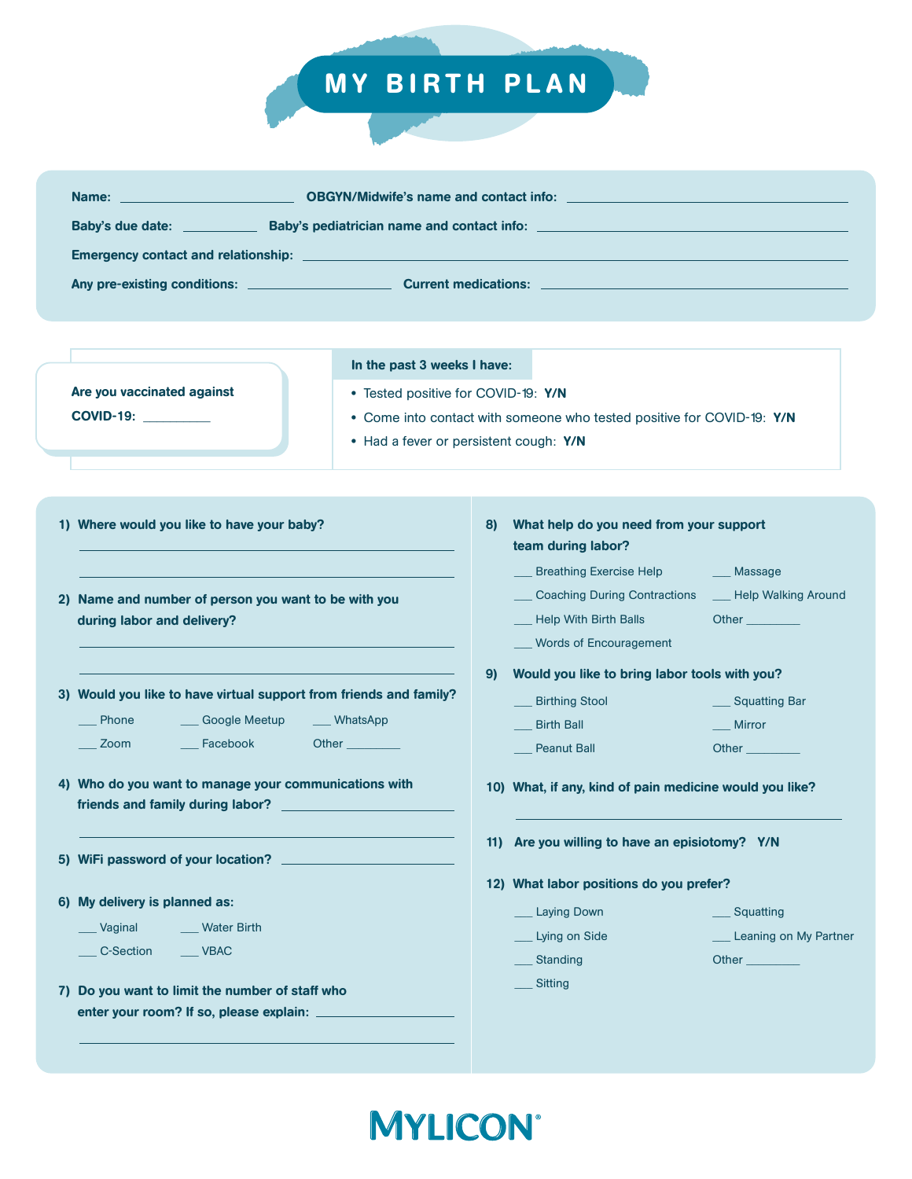# MY BIRTH PLAN

**Name:** ______________________ **OBGYN/Midwife's name and contact info:** ______________________

**Baby's due date:** __________ **Baby's pediatrician name and contact info:** ______________________

**Emergency contact and relationship:** ______________________

**Any pre-existing conditions:** ______________________ **Current medications:** ______________________

**Are you vaccinated against COVID-19:** __________

**In the past 3 weeks I have:**

- Tested positive for COVID-19: **Y/N**
- Come into contact with someone who tested positive for COVID-19: **Y/N**
- Had a fever or persistent cough: **Y/N**

**1) Where would you like to have your baby?**

______________________

______________________

**2) Name and number of person you want to be with you during labor and delivery?**

______________________

______________________

**3) Would you like to have virtual support from friends and family?**

___ Phone ___ Google Meetup ___ WhatsApp

___ Zoom ___ Facebook Other ________

**4) Who do you want to manage your communications with friends and family during labor?** ______________________

______________________

**5) WiFi password of your location?** ______________________

**6) My delivery is planned as:**

___ Vaginal ___ Water Birth

___ C-Section ___ VBAC

**7) Do you want to limit the number of staff who enter your room? If so, please explain:** ______________________

______________________

**8) What help do you need from your support team during labor?**

___ Breathing Exercise Help ___ Massage

___ Coaching During Contractions ___ Help Walking Around

___ Help With Birth Balls Other ________

___ Words of Encouragement

**9) Would you like to bring labor tools with you?**

___ Birthing Stool ___ Squatting Bar

___ Birth Ball ___ Mirror

___ Peanut Ball Other ________

**10) What, if any, kind of pain medicine would you like?**

______________________

**11) Are you willing to have an episiotomy? Y/N**

**12) What labor positions do you prefer?**

___ Laying Down ___ Squatting

___ Lying on Side ___ Leaning on My Partner

___ Standing Other ________

___ Sitting

MYLICON®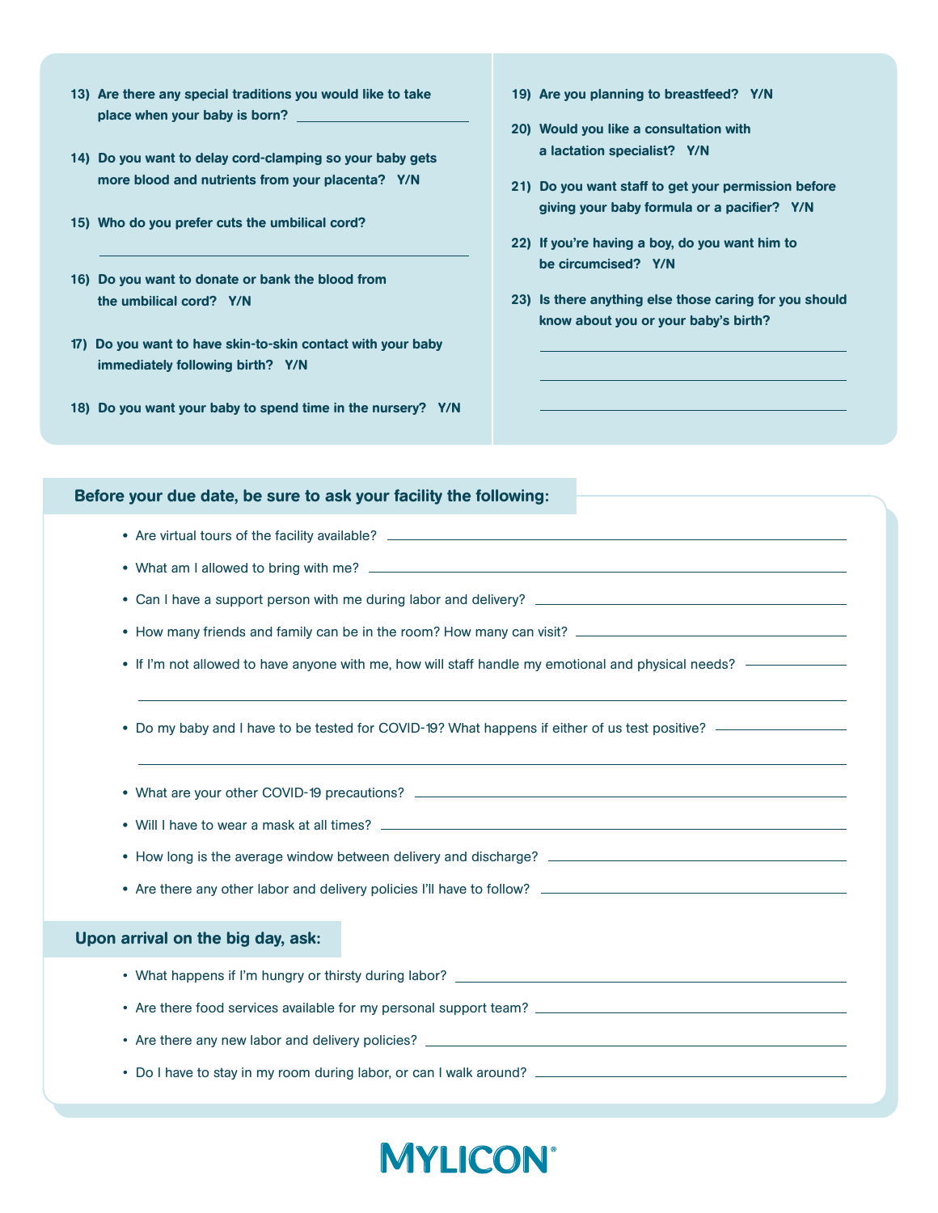13) Are there any special traditions you would like to take place when your baby is born? ______________

14) Do you want to delay cord-clamping so your baby gets more blood and nutrients from your placenta? Y/N

15) Who do you prefer cuts the umbilical cord?

______________

16) Do you want to donate or bank the blood from the umbilical cord? Y/N

17) Do you want to have skin-to-skin contact with your baby immediately following birth? Y/N

18) Do you want your baby to spend time in the nursery? Y/N

19) Are you planning to breastfeed? Y/N

20) Would you like a consultation with a lactation specialist? Y/N

21) Do you want staff to get your permission before giving your baby formula or a pacifier? Y/N

22) If you're having a boy, do you want him to be circumcised? Y/N

23) Is there anything else those caring for you should know about you or your baby's birth?

______________

______________

______________

## Before your due date, be sure to ask your facility the following:

- Are virtual tours of the facility available? ______________
- What am I allowed to bring with me? ______________
- Can I have a support person with me during labor and delivery? ______________
- How many friends and family can be in the room? How many can visit? ______________
- If I'm not allowed to have anyone with me, how will staff handle my emotional and physical needs? ______________
- Do my baby and I have to be tested for COVID-19? What happens if either of us test positive? ______________
- What are your other COVID-19 precautions? ______________
- Will I have to wear a mask at all times? ______________
- How long is the average window between delivery and discharge? ______________
- Are there any other labor and delivery policies I'll have to follow? ______________

## Upon arrival on the big day, ask:

- What happens if I'm hungry or thirsty during labor? ______________
- Are there food services available for my personal support team? ______________
- Are there any new labor and delivery policies? ______________
- Do I have to stay in my room during labor, or can I walk around? ______________

MYLICON®